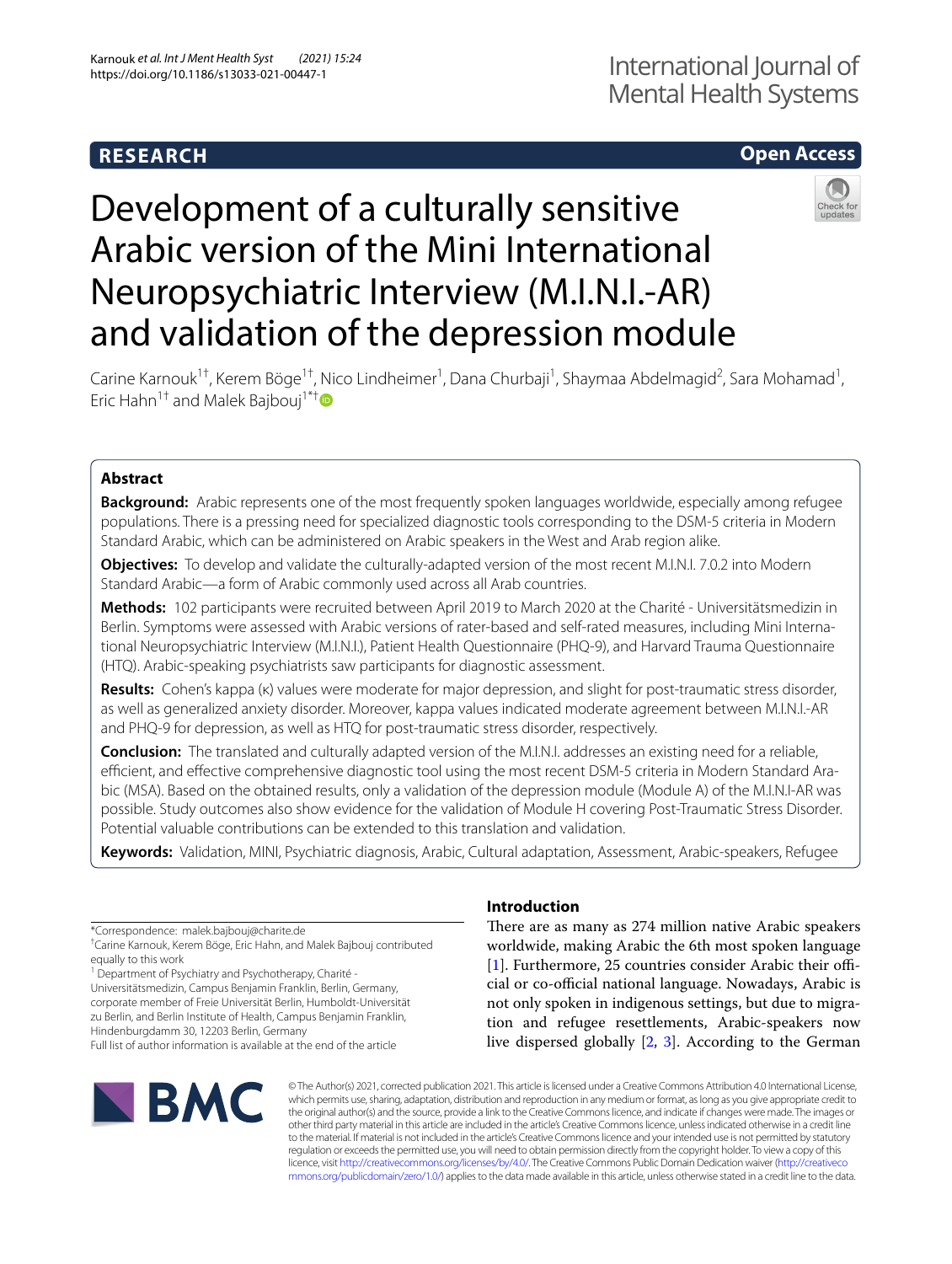RESEARCH

Open Access

# Development of a culturally sensitive Arabic version of the Mini International Neuropsychiatric Interview (M.I.N.I.-AR) and validation of the depression module

Carine Karnouk[1†], Kerem Böge[1†], Nico Lindheimer[1], Dana Churbaji[1], Shaymaa Abdelmagid[2], Sara Mohamad[1], Eric Hahn[1†] and Malek Bajbouj[1*†]

## Abstract

**Background:** Arabic represents one of the most frequently spoken languages worldwide, especially among refugee populations. There is a pressing need for specialized diagnostic tools corresponding to the DSM-5 criteria in Modern Standard Arabic, which can be administered on Arabic speakers in the West and Arab region alike.

**Objectives:** To develop and validate the culturally-adapted version of the most recent M.I.N.I. 7.0.2 into Modern Standard Arabic—a form of Arabic commonly used across all Arab countries.

**Methods:** 102 participants were recruited between April 2019 to March 2020 at the Charité - Universitätsmedizin in Berlin. Symptoms were assessed with Arabic versions of rater-based and self-rated measures, including Mini International Neuropsychiatric Interview (M.I.N.I.), Patient Health Questionnaire (PHQ-9), and Harvard Trauma Questionnaire (HTQ). Arabic-speaking psychiatrists saw participants for diagnostic assessment.

**Results:** Cohen's kappa (κ) values were moderate for major depression, and slight for post-traumatic stress disorder, as well as generalized anxiety disorder. Moreover, kappa values indicated moderate agreement between M.I.N.I.-AR and PHQ-9 for depression, as well as HTQ for post-traumatic stress disorder, respectively.

**Conclusion:** The translated and culturally adapted version of the M.I.N.I. addresses an existing need for a reliable, efficient, and effective comprehensive diagnostic tool using the most recent DSM-5 criteria in Modern Standard Arabic (MSA). Based on the obtained results, only a validation of the depression module (Module A) of the M.I.N.I-AR was possible. Study outcomes also show evidence for the validation of Module H covering Post-Traumatic Stress Disorder. Potential valuable contributions can be extended to this translation and validation.

**Keywords:** Validation, MINI, Psychiatric diagnosis, Arabic, Cultural adaptation, Assessment, Arabic-speakers, Refugee

*Correspondence: malek.bajbouj@charite.de

†Carine Karnouk, Kerem Böge, Eric Hahn, and Malek Bajbouj contributed equally to this work

[1] Department of Psychiatry and Psychotherapy, Charité - Universitätsmedizin, Campus Benjamin Franklin, Berlin, Germany, corporate member of Freie Universität Berlin, Humboldt-Universität zu Berlin, and Berlin Institute of Health, Campus Benjamin Franklin, Hindenburgdamm 30, 12203 Berlin, Germany

Full list of author information is available at the end of the article

## Introduction

There are as many as 274 million native Arabic speakers worldwide, making Arabic the 6th most spoken language [1]. Furthermore, 25 countries consider Arabic their official or co-official national language. Nowadays, Arabic is not only spoken in indigenous settings, but due to migration and refugee resettlements, Arabic-speakers now live dispersed globally [2, 3]. According to the German

© The Author(s) 2021, corrected publication 2021. This article is licensed under a Creative Commons Attribution 4.0 International License, which permits use, sharing, adaptation, distribution and reproduction in any medium or format, as long as you give appropriate credit to the original author(s) and the source, provide a link to the Creative Commons licence, and indicate if changes were made. The images or other third party material in this article are included in the article's Creative Commons licence, unless indicated otherwise in a credit line to the material. If material is not included in the article's Creative Commons licence and your intended use is not permitted by statutory regulation or exceeds the permitted use, you will need to obtain permission directly from the copyright holder. To view a copy of this licence, visit http://creativecommons.org/licenses/by/4.0/. The Creative Commons Public Domain Dedication waiver (http://creativecommons.org/publicdomain/zero/1.0/) applies to the data made available in this article, unless otherwise stated in a credit line to the data.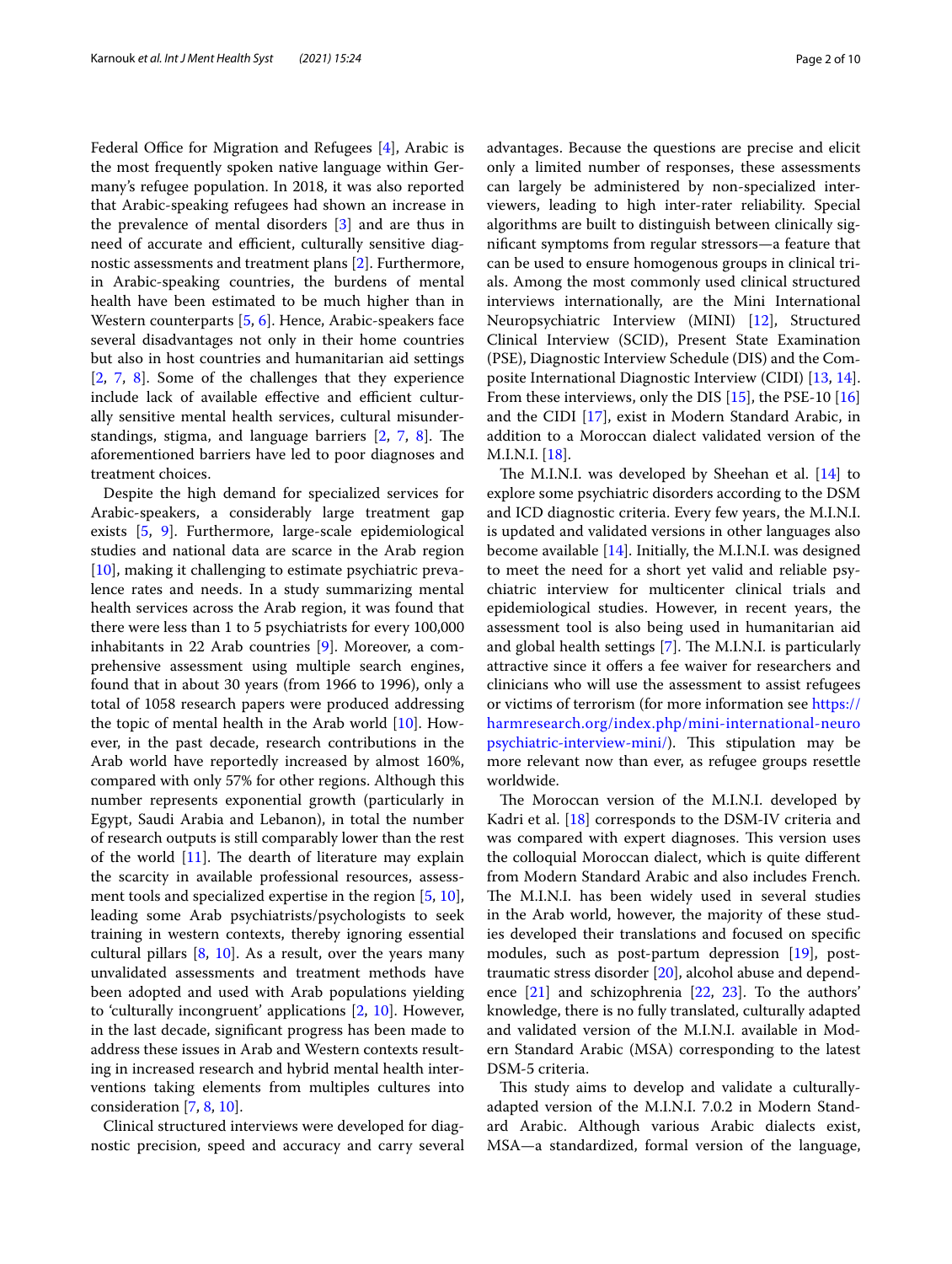Federal Office for Migration and Refugees [4], Arabic is the most frequently spoken native language within Germany's refugee population. In 2018, it was also reported that Arabic-speaking refugees had shown an increase in the prevalence of mental disorders [3] and are thus in need of accurate and efficient, culturally sensitive diagnostic assessments and treatment plans [2]. Furthermore, in Arabic-speaking countries, the burdens of mental health have been estimated to be much higher than in Western counterparts [5, 6]. Hence, Arabic-speakers face several disadvantages not only in their home countries but also in host countries and humanitarian aid settings [2, 7, 8]. Some of the challenges that they experience include lack of available effective and efficient culturally sensitive mental health services, cultural misunderstandings, stigma, and language barriers [2, 7, 8]. The aforementioned barriers have led to poor diagnoses and treatment choices.

Despite the high demand for specialized services for Arabic-speakers, a considerably large treatment gap exists [5, 9]. Furthermore, large-scale epidemiological studies and national data are scarce in the Arab region [10], making it challenging to estimate psychiatric prevalence rates and needs. In a study summarizing mental health services across the Arab region, it was found that there were less than 1 to 5 psychiatrists for every 100,000 inhabitants in 22 Arab countries [9]. Moreover, a comprehensive assessment using multiple search engines, found that in about 30 years (from 1966 to 1996), only a total of 1058 research papers were produced addressing the topic of mental health in the Arab world [10]. However, in the past decade, research contributions in the Arab world have reportedly increased by almost 160%, compared with only 57% for other regions. Although this number represents exponential growth (particularly in Egypt, Saudi Arabia and Lebanon), in total the number of research outputs is still comparably lower than the rest of the world [11]. The dearth of literature may explain the scarcity in available professional resources, assessment tools and specialized expertise in the region [5, 10], leading some Arab psychiatrists/psychologists to seek training in western contexts, thereby ignoring essential cultural pillars [8, 10]. As a result, over the years many unvalidated assessments and treatment methods have been adopted and used with Arab populations yielding to 'culturally incongruent' applications [2, 10]. However, in the last decade, significant progress has been made to address these issues in Arab and Western contexts resulting in increased research and hybrid mental health interventions taking elements from multiples cultures into consideration [7, 8, 10].

Clinical structured interviews were developed for diagnostic precision, speed and accuracy and carry several advantages. Because the questions are precise and elicit only a limited number of responses, these assessments can largely be administered by non-specialized interviewers, leading to high inter-rater reliability. Special algorithms are built to distinguish between clinically significant symptoms from regular stressors—a feature that can be used to ensure homogenous groups in clinical trials. Among the most commonly used clinical structured interviews internationally, are the Mini International Neuropsychiatric Interview (MINI) [12], Structured Clinical Interview (SCID), Present State Examination (PSE), Diagnostic Interview Schedule (DIS) and the Composite International Diagnostic Interview (CIDI) [13, 14]. From these interviews, only the DIS [15], the PSE-10 [16] and the CIDI [17], exist in Modern Standard Arabic, in addition to a Moroccan dialect validated version of the M.I.N.I. [18].

The M.I.N.I. was developed by Sheehan et al. [14] to explore some psychiatric disorders according to the DSM and ICD diagnostic criteria. Every few years, the M.I.N.I. is updated and validated versions in other languages also become available [14]. Initially, the M.I.N.I. was designed to meet the need for a short yet valid and reliable psychiatric interview for multicenter clinical trials and epidemiological studies. However, in recent years, the assessment tool is also being used in humanitarian aid and global health settings [7]. The M.I.N.I. is particularly attractive since it offers a fee waiver for researchers and clinicians who will use the assessment to assist refugees or victims of terrorism (for more information see https://harmresearch.org/index.php/mini-international-neuropsychiatric-interview-mini/). This stipulation may be more relevant now than ever, as refugee groups resettle worldwide.

The Moroccan version of the M.I.N.I. developed by Kadri et al. [18] corresponds to the DSM-IV criteria and was compared with expert diagnoses. This version uses the colloquial Moroccan dialect, which is quite different from Modern Standard Arabic and also includes French. The M.I.N.I. has been widely used in several studies in the Arab world, however, the majority of these studies developed their translations and focused on specific modules, such as post-partum depression [19], post-traumatic stress disorder [20], alcohol abuse and dependence [21] and schizophrenia [22, 23]. To the authors' knowledge, there is no fully translated, culturally adapted and validated version of the M.I.N.I. available in Modern Standard Arabic (MSA) corresponding to the latest DSM-5 criteria.

This study aims to develop and validate a culturally-adapted version of the M.I.N.I. 7.0.2 in Modern Standard Arabic. Although various Arabic dialects exist, MSA—a standardized, formal version of the language,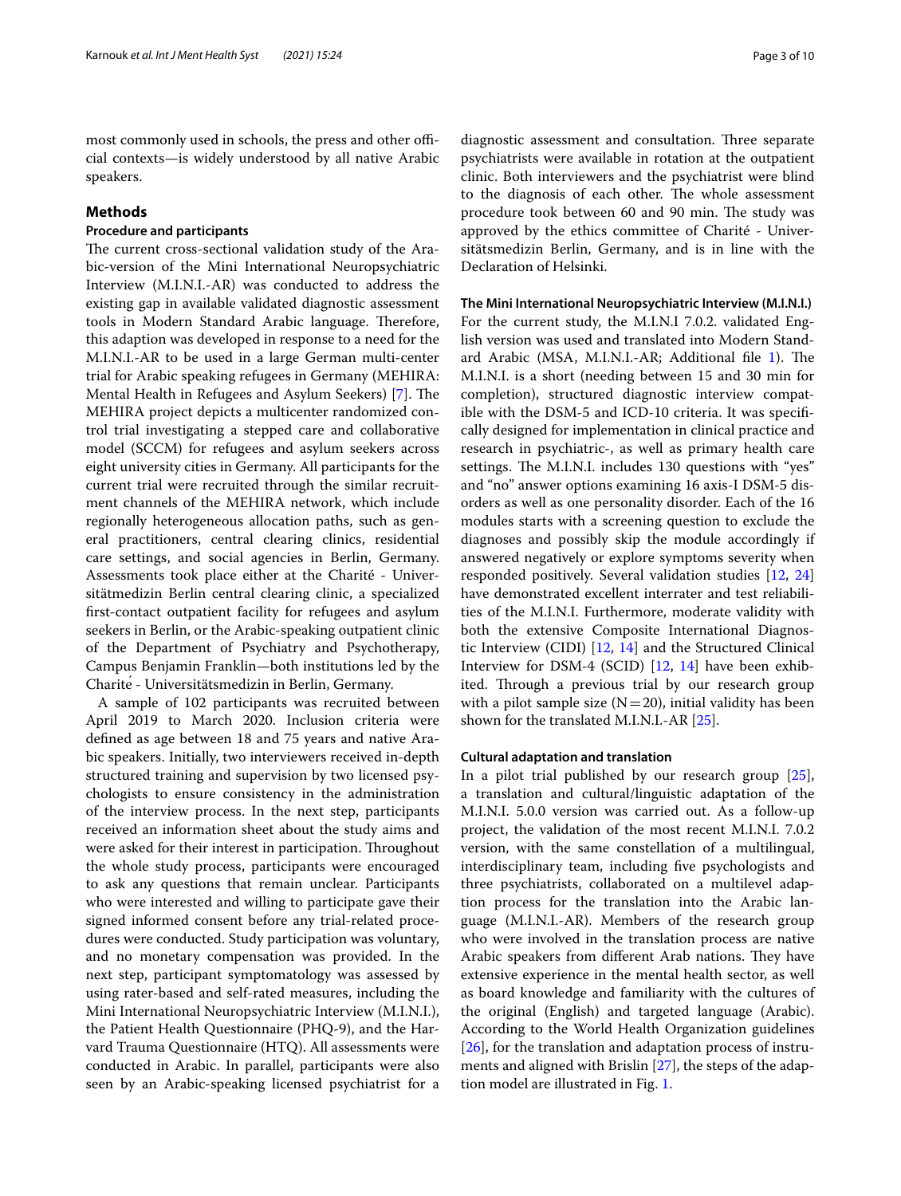most commonly used in schools, the press and other official contexts—is widely understood by all native Arabic speakers.

## Methods

### Procedure and participants

The current cross-sectional validation study of the Arabic-version of the Mini International Neuropsychiatric Interview (M.I.N.I.-AR) was conducted to address the existing gap in available validated diagnostic assessment tools in Modern Standard Arabic language. Therefore, this adaption was developed in response to a need for the M.I.N.I.-AR to be used in a large German multi-center trial for Arabic speaking refugees in Germany (MEHIRA: Mental Health in Refugees and Asylum Seekers) [7]. The MEHIRA project depicts a multicenter randomized control trial investigating a stepped care and collaborative model (SCCM) for refugees and asylum seekers across eight university cities in Germany. All participants for the current trial were recruited through the similar recruitment channels of the MEHIRA network, which include regionally heterogeneous allocation paths, such as general practitioners, central clearing clinics, residential care settings, and social agencies in Berlin, Germany. Assessments took place either at the Charité - Universitätmedizin Berlin central clearing clinic, a specialized first-contact outpatient facility for refugees and asylum seekers in Berlin, or the Arabic-speaking outpatient clinic of the Department of Psychiatry and Psychotherapy, Campus Benjamin Franklin—both institutions led by the Charité - Universitätsmedizin in Berlin, Germany.

A sample of 102 participants was recruited between April 2019 to March 2020. Inclusion criteria were defined as age between 18 and 75 years and native Arabic speakers. Initially, two interviewers received in-depth structured training and supervision by two licensed psychologists to ensure consistency in the administration of the interview process. In the next step, participants received an information sheet about the study aims and were asked for their interest in participation. Throughout the whole study process, participants were encouraged to ask any questions that remain unclear. Participants who were interested and willing to participate gave their signed informed consent before any trial-related procedures were conducted. Study participation was voluntary, and no monetary compensation was provided. In the next step, participant symptomatology was assessed by using rater-based and self-rated measures, including the Mini International Neuropsychiatric Interview (M.I.N.I.), the Patient Health Questionnaire (PHQ-9), and the Harvard Trauma Questionnaire (HTQ). All assessments were conducted in Arabic. In parallel, participants were also seen by an Arabic-speaking licensed psychiatrist for a diagnostic assessment and consultation. Three separate psychiatrists were available in rotation at the outpatient clinic. Both interviewers and the psychiatrist were blind to the diagnosis of each other. The whole assessment procedure took between 60 and 90 min. The study was approved by the ethics committee of Charité - Universitätsmedizin Berlin, Germany, and is in line with the Declaration of Helsinki.

### The Mini International Neuropsychiatric Interview (M.I.N.I.)

For the current study, the M.I.N.I 7.0.2. validated English version was used and translated into Modern Standard Arabic (MSA, M.I.N.I.-AR; Additional file 1). The M.I.N.I. is a short (needing between 15 and 30 min for completion), structured diagnostic interview compatible with the DSM-5 and ICD-10 criteria. It was specifically designed for implementation in clinical practice and research in psychiatric-, as well as primary health care settings. The M.I.N.I. includes 130 questions with "yes" and "no" answer options examining 16 axis-I DSM-5 disorders as well as one personality disorder. Each of the 16 modules starts with a screening question to exclude the diagnoses and possibly skip the module accordingly if answered negatively or explore symptoms severity when responded positively. Several validation studies [12, 24] have demonstrated excellent interrater and test reliabilities of the M.I.N.I. Furthermore, moderate validity with both the extensive Composite International Diagnostic Interview (CIDI) [12, 14] and the Structured Clinical Interview for DSM-4 (SCID) [12, 14] have been exhibited. Through a previous trial by our research group with a pilot sample size ($N=20$), initial validity has been shown for the translated M.I.N.I.-AR [25].

### Cultural adaptation and translation

In a pilot trial published by our research group [25], a translation and cultural/linguistic adaptation of the M.I.N.I. 5.0.0 version was carried out. As a follow-up project, the validation of the most recent M.I.N.I. 7.0.2 version, with the same constellation of a multilingual, interdisciplinary team, including five psychologists and three psychiatrists, collaborated on a multilevel adaptation process for the translation into the Arabic language (M.I.N.I.-AR). Members of the research group who were involved in the translation process are native Arabic speakers from different Arab nations. They have extensive experience in the mental health sector, as well as board knowledge and familiarity with the cultures of the original (English) and targeted language (Arabic). According to the World Health Organization guidelines [26], for the translation and adaptation process of instruments and aligned with Brislin [27], the steps of the adaptation model are illustrated in Fig. 1.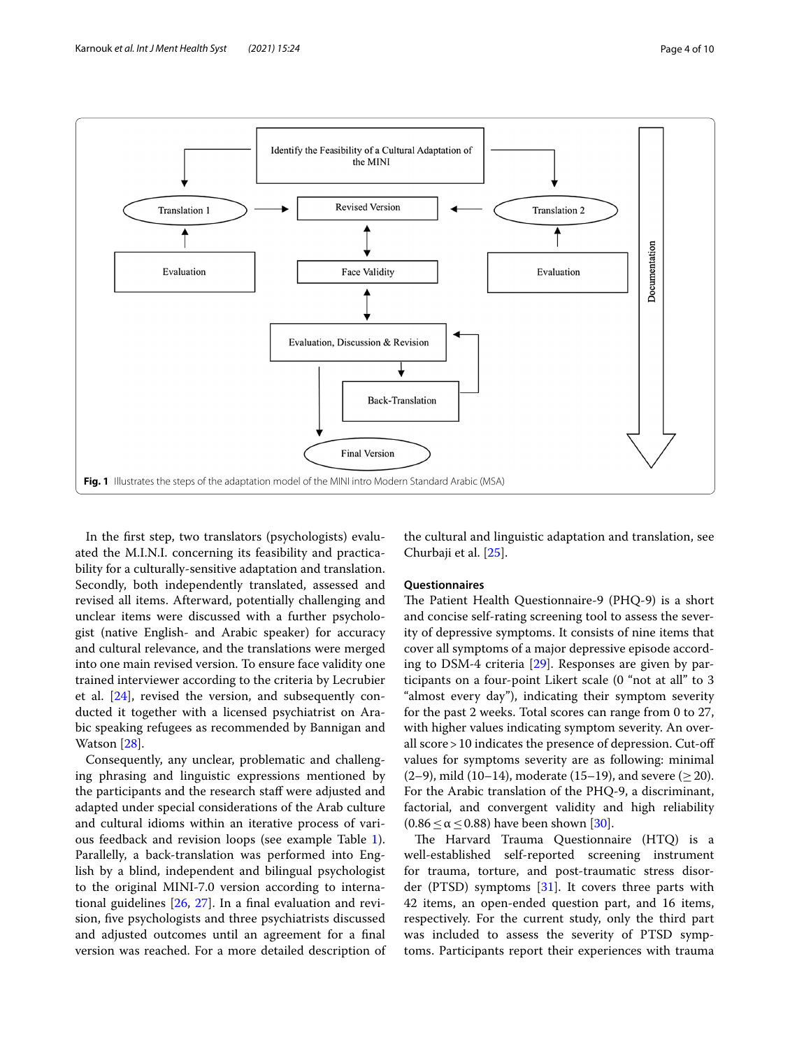Fig. 1 Illustrates the steps of the adaptation model of the MINI intro Modern Standard Arabic (MSA)

In the first step, two translators (psychologists) evaluated the M.I.N.I. concerning its feasibility and practicability for a culturally-sensitive adaptation and translation. Secondly, both independently translated, assessed and revised all items. Afterward, potentially challenging and unclear items were discussed with a further psychologist (native English- and Arabic speaker) for accuracy and cultural relevance, and the translations were merged into one main revised version. To ensure face validity one trained interviewer according to the criteria by Lecrubier et al. [24], revised the version, and subsequently conducted it together with a licensed psychiatrist on Arabic speaking refugees as recommended by Bannigan and Watson [28].

Consequently, any unclear, problematic and challenging phrasing and linguistic expressions mentioned by the participants and the research staff were adjusted and adapted under special considerations of the Arab culture and cultural idioms within an iterative process of various feedback and revision loops (see example Table 1). Parallelly, a back-translation was performed into English by a blind, independent and bilingual psychologist to the original MINI-7.0 version according to international guidelines [26, 27]. In a final evaluation and revision, five psychologists and three psychiatrists discussed and adjusted outcomes until an agreement for a final version was reached. For a more detailed description of the cultural and linguistic adaptation and translation, see Churbaji et al. [25].

### Questionnaires

The Patient Health Questionnaire-9 (PHQ-9) is a short and concise self-rating screening tool to assess the severity of depressive symptoms. It consists of nine items that cover all symptoms of a major depressive episode according to DSM-4 criteria [29]. Responses are given by participants on a four-point Likert scale (0 "not at all" to 3 "almost every day"), indicating their symptom severity for the past 2 weeks. Total scores can range from 0 to 27, with higher values indicating symptom severity. An overall score > 10 indicates the presence of depression. Cut-off values for symptoms severity are as following: minimal (2–9), mild (10–14), moderate (15–19), and severe ($\geq$ 20). For the Arabic translation of the PHQ-9, a discriminant, factorial, and convergent validity and high reliability ($0.86 \leq \alpha \leq 0.88$) have been shown [30].

The Harvard Trauma Questionnaire (HTQ) is a well-established self-reported screening instrument for trauma, torture, and post-traumatic stress disorder (PTSD) symptoms [31]. It covers three parts with 42 items, an open-ended question part, and 16 items, respectively. For the current study, only the third part was included to assess the severity of PTSD symptoms. Participants report their experiences with trauma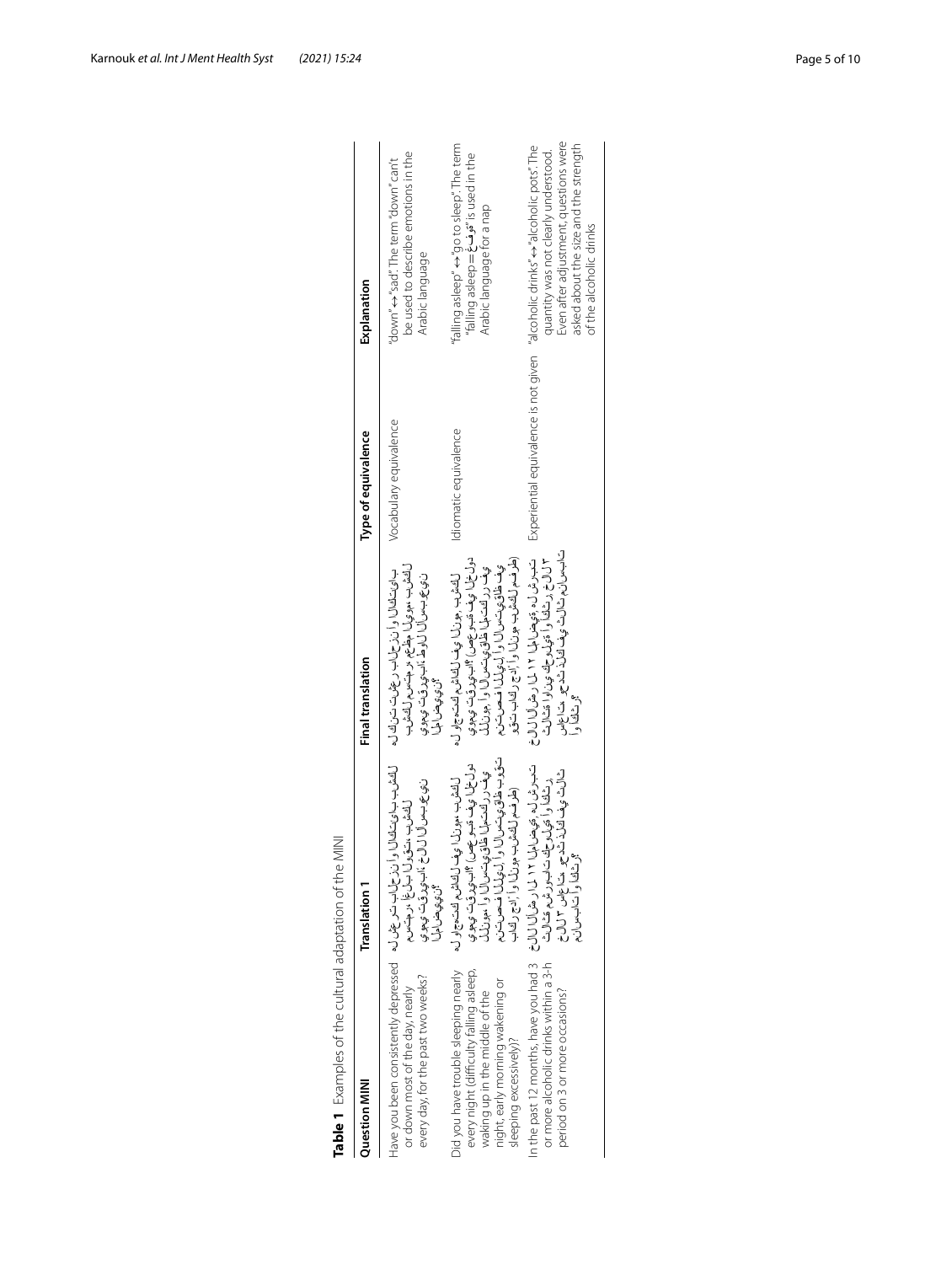**Table 1** Examples of the cultural adaptation of the MINI

| Question MINI | Translation 1 | Final translation | Type of equivalence | Explanation |
|---|---|---|---|---|
| Have you been consistently depressed or down most of the day, nearly every day, for the past two weeks? | هل شعرت بانزعاج او اكتئاب بشكل مستمر، اغلب ساعات اليوم بشكل شبه يومي تقريبا خلال الاسبوعين الماضيين؟ | هل كنت تشعر بالحزن او الاكتئاب بشكل مستمر في معظم اليوم بشكل شبه يومي تقريبا خلال الاسبوعين الماضيين؟ | Vocabulary equivalence | "down" ↔ "sad". The term "down" can't be used to describe emotions in the Arabic language |
| Did you have trouble sleeping nearly every night (difficulty falling asleep, waking up in the middle of the night, early morning wakening or sleeping excessively)? | هل واجهتك مشاكل في النوم بشكل يومي تقريبا (صعوبة في الخلود للنوم، او الاستيقاظ في منتصف الليل، او الاستيقاظ المبكر في الصباح، او النوم بشكل مفرط)؟ | هل واجهتك مشاكل في النوم بشكل يومي تقريبا (صعوبة في الخلود للنوم، او الاستيقاظ في منتصف الليل، او الاستيقاظ المبكر في الصباح، او النوم بشكل مفرط)؟ | Idiomatic equivalence | "falling asleep" ↔ "go to sleep". The term "falling asleep = غفوة" is used in the Arabic language for a nap |
| In the past 12 months, have you had 3 or more alcoholic drinks within a 3-h period on 3 or more occasions? | خلال الاشهر ال ١٢ الماضية، هل شربت ٣ مشروبات كحولية او اكثر خلال ٣ ساعات في ثلاث مناسبات او اكثر؟ | خلال الاشهر ال ١٢ الماضية، هل شربت ٣ كؤوس كحولية او اكثر خلال ٣ ساعات في ثلاث مناسبات او اكثر؟ | Experiential equivalence is not given | "alcoholic drinks" ↔ "alcoholic pots". The quantity was not clearly understood. Even after adjustment, questions were asked about the size and the strength of the alcoholic drinks |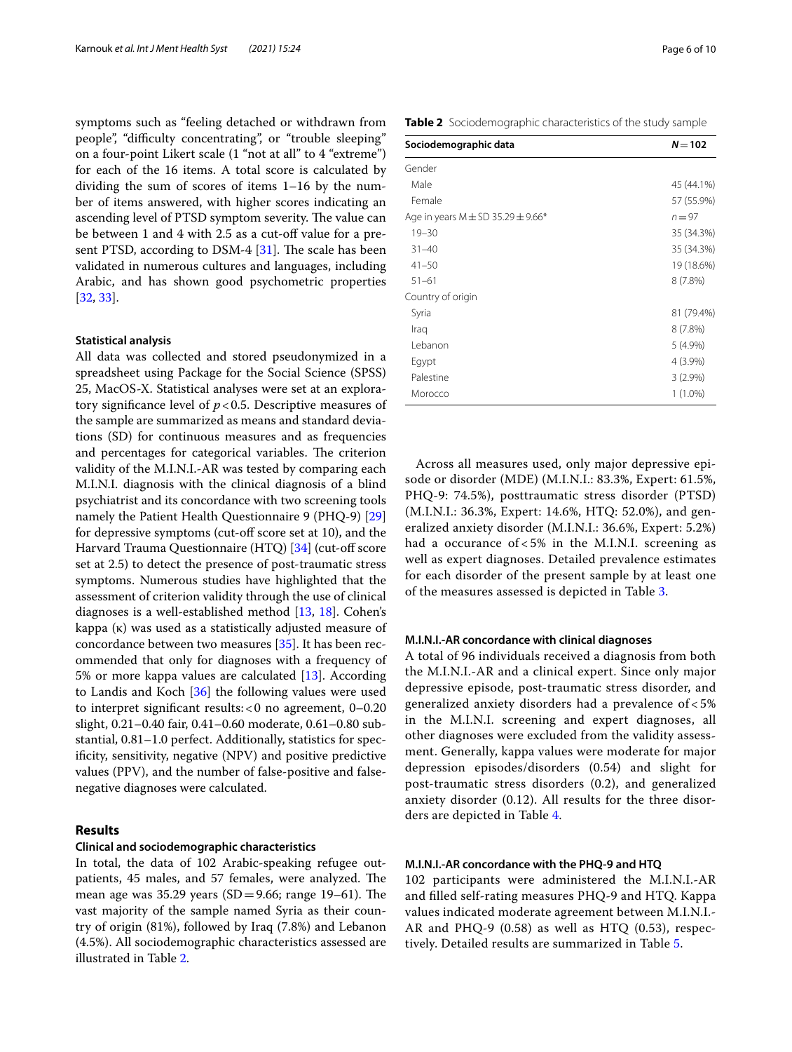symptoms such as "feeling detached or withdrawn from people", "difficulty concentrating", or "trouble sleeping" on a four-point Likert scale (1 "not at all" to 4 "extreme") for each of the 16 items. A total score is calculated by dividing the sum of scores of items 1–16 by the number of items answered, with higher scores indicating an ascending level of PTSD symptom severity. The value can be between 1 and 4 with 2.5 as a cut-off value for a present PTSD, according to DSM-4 [31]. The scale has been validated in numerous cultures and languages, including Arabic, and has shown good psychometric properties [32, 33].

#### Statistical analysis

All data was collected and stored pseudonymized in a spreadsheet using Package for the Social Science (SPSS) 25, MacOS-X. Statistical analyses were set at an exploratory significance level of $p<0.5$. Descriptive measures of the sample are summarized as means and standard deviations (SD) for continuous measures and as frequencies and percentages for categorical variables. The criterion validity of the M.I.N.I.-AR was tested by comparing each M.I.N.I. diagnosis with the clinical diagnosis of a blind psychiatrist and its concordance with two screening tools namely the Patient Health Questionnaire 9 (PHQ-9) [29] for depressive symptoms (cut-off score set at 10), and the Harvard Trauma Questionnaire (HTQ) [34] (cut-off score set at 2.5) to detect the presence of post-traumatic stress symptoms. Numerous studies have highlighted that the assessment of criterion validity through the use of clinical diagnoses is a well-established method [13, 18]. Cohen's kappa (κ) was used as a statistically adjusted measure of concordance between two measures [35]. It has been recommended that only for diagnoses with a frequency of 5% or more kappa values are calculated [13]. According to Landis and Koch [36] the following values were used to interpret significant results: <0 no agreement, 0–0.20 slight, 0.21–0.40 fair, 0.41–0.60 moderate, 0.61–0.80 substantial, 0.81–1.0 perfect. Additionally, statistics for specificity, sensitivity, negative (NPV) and positive predictive values (PPV), and the number of false-positive and false-negative diagnoses were calculated.

## Results

#### Clinical and sociodemographic characteristics

In total, the data of 102 Arabic-speaking refugee outpatients, 45 males, and 57 females, were analyzed. The mean age was 35.29 years (SD = 9.66; range 19–61). The vast majority of the sample named Syria as their country of origin (81%), followed by Iraq (7.8%) and Lebanon (4.5%). All sociodemographic characteristics assessed are illustrated in Table 2.

**Table 2** Sociodemographic characteristics of the study sample

| Sociodemographic data | N = 102 |
|---|---|
| Gender | |
| Male | 45 (44.1%) |
| Female | 57 (55.9%) |
| Age in years M ± SD 35.29 ± 9.66* | n = 97 |
| 19–30 | 35 (34.3%) |
| 31–40 | 35 (34.3%) |
| 41–50 | 19 (18.6%) |
| 51–61 | 8 (7.8%) |
| Country of origin | |
| Syria | 81 (79.4%) |
| Iraq | 8 (7.8%) |
| Lebanon | 5 (4.9%) |
| Egypt | 4 (3.9%) |
| Palestine | 3 (2.9%) |
| Morocco | 1 (1.0%) |

Across all measures used, only major depressive episode or disorder (MDE) (M.I.N.I.: 83.3%, Expert: 61.5%, PHQ-9: 74.5%), posttraumatic stress disorder (PTSD) (M.I.N.I.: 36.3%, Expert: 14.6%, HTQ: 52.0%), and generalized anxiety disorder (M.I.N.I.: 36.6%, Expert: 5.2%) had a occurance of <5% in the M.I.N.I. screening as well as expert diagnoses. Detailed prevalence estimates for each disorder of the present sample by at least one of the measures assessed is depicted in Table 3.

#### M.I.N.I.-AR concordance with clinical diagnoses

A total of 96 individuals received a diagnosis from both the M.I.N.I.-AR and a clinical expert. Since only major depressive episode, post-traumatic stress disorder, and generalized anxiety disorders had a prevalence of <5% in the M.I.N.I. screening and expert diagnoses, all other diagnoses were excluded from the validity assessment. Generally, kappa values were moderate for major depression episodes/disorders (0.54) and slight for post-traumatic stress disorders (0.2), and generalized anxiety disorder (0.12). All results for the three disorders are depicted in Table 4.

#### M.I.N.I.-AR concordance with the PHQ-9 and HTQ

102 participants were administered the M.I.N.I.-AR and filled self-rating measures PHQ-9 and HTQ. Kappa values indicated moderate agreement between M.I.N.I.-AR and PHQ-9 (0.58) as well as HTQ (0.53), respectively. Detailed results are summarized in Table 5.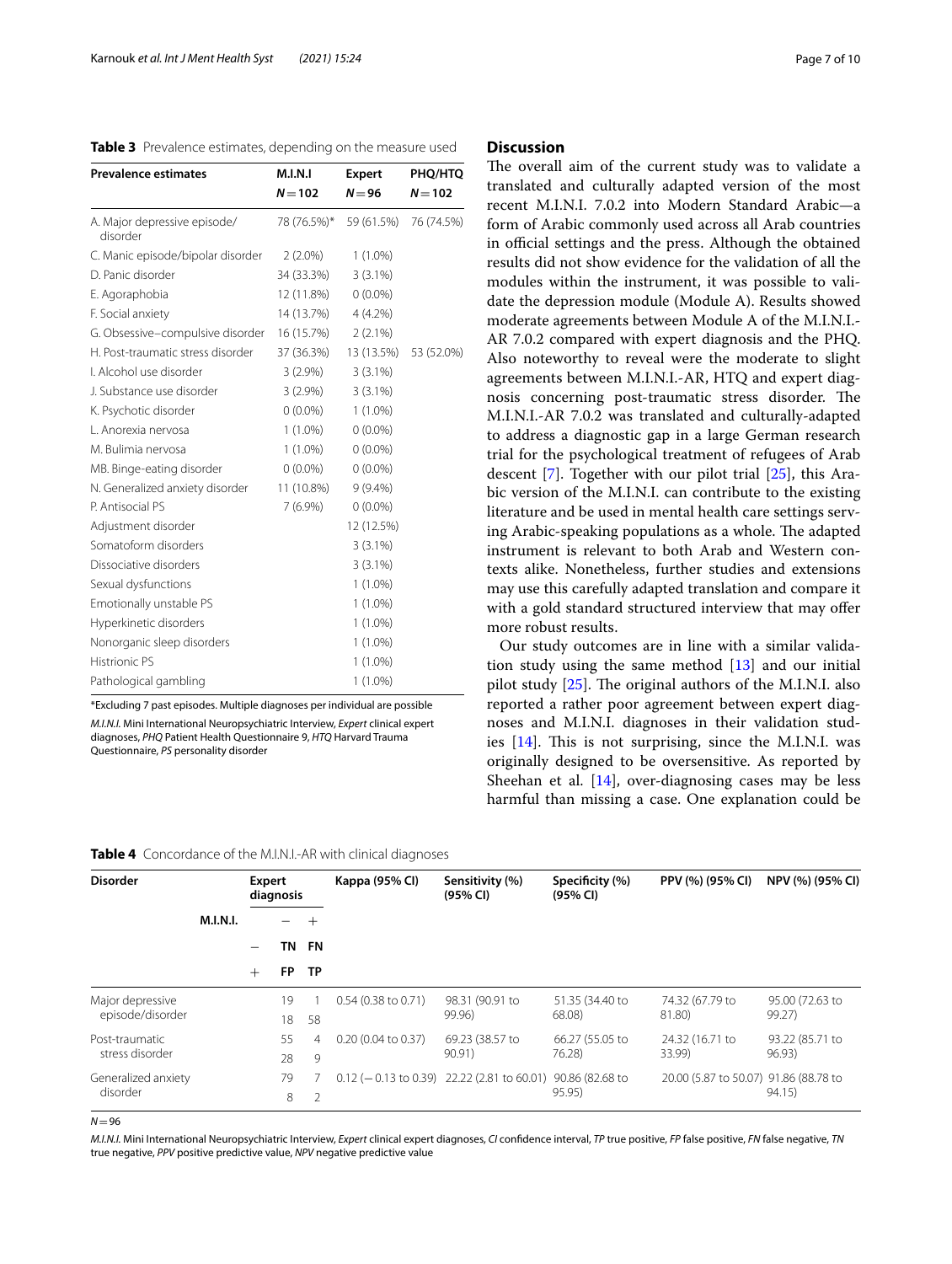**Table 3** Prevalence estimates, depending on the measure used

| Prevalence estimates | M.I.N.I<br>$N=102$ | Expert<br>$N=96$ | PHQ/HTQ<br>$N=102$ |
|---|---|---|---|
| A. Major depressive episode/disorder | 78 (76.5%)* | 59 (61.5%) | 76 (74.5%) |
| C. Manic episode/bipolar disorder | 2 (2.0%) | 1 (1.0%) | |
| D. Panic disorder | 34 (33.3%) | 3 (3.1%) | |
| E. Agoraphobia | 12 (11.8%) | 0 (0.0%) | |
| F. Social anxiety | 14 (13.7%) | 4 (4.2%) | |
| G. Obsessive–compulsive disorder | 16 (15.7%) | 2 (2.1%) | |
| H. Post-traumatic stress disorder | 37 (36.3%) | 13 (13.5%) | 53 (52.0%) |
| I. Alcohol use disorder | 3 (2.9%) | 3 (3.1%) | |
| J. Substance use disorder | 3 (2.9%) | 3 (3.1%) | |
| K. Psychotic disorder | 0 (0.0%) | 1 (1.0%) | |
| L. Anorexia nervosa | 1 (1.0%) | 0 (0.0%) | |
| M. Bulimia nervosa | 1 (1.0%) | 0 (0.0%) | |
| MB. Binge-eating disorder | 0 (0.0%) | 0 (0.0%) | |
| N. Generalized anxiety disorder | 11 (10.8%) | 9 (9.4%) | |
| P. Antisocial PS | 7 (6.9%) | 0 (0.0%) | |
| Adjustment disorder | | 12 (12.5%) | |
| Somatoform disorders | | 3 (3.1%) | |
| Dissociative disorders | | 3 (3.1%) | |
| Sexual dysfunctions | | 1 (1.0%) | |
| Emotionally unstable PS | | 1 (1.0%) | |
| Hyperkinetic disorders | | 1 (1.0%) | |
| Nonorganic sleep disorders | | 1 (1.0%) | |
| Histrionic PS | | 1 (1.0%) | |
| Pathological gambling | | 1 (1.0%) | |

*Excluding 7 past episodes. Multiple diagnoses per individual are possible

*M.I.N.I.* Mini International Neuropsychiatric Interview, *Expert* clinical expert diagnoses, *PHQ* Patient Health Questionnaire 9, *HTQ* Harvard Trauma Questionnaire, *PS* personality disorder

## Discussion

The overall aim of the current study was to validate a translated and culturally adapted version of the most recent M.I.N.I. 7.0.2 into Modern Standard Arabic—a form of Arabic commonly used across all Arab countries in official settings and the press. Although the obtained results did not show evidence for the validation of all the modules within the instrument, it was possible to validate the depression module (Module A). Results showed moderate agreements between Module A of the M.I.N.I.-AR 7.0.2 compared with expert diagnosis and the PHQ. Also noteworthy to reveal were the moderate to slight agreements between M.I.N.I.-AR, HTQ and expert diagnosis concerning post-traumatic stress disorder. The M.I.N.I.-AR 7.0.2 was translated and culturally-adapted to address a diagnostic gap in a large German research trial for the psychological treatment of refugees of Arab descent [7]. Together with our pilot trial [25], this Arabic version of the M.I.N.I. can contribute to the existing literature and be used in mental health care settings serving Arabic-speaking populations as a whole. The adapted instrument is relevant to both Arab and Western contexts alike. Nonetheless, further studies and extensions may use this carefully adapted translation and compare it with a gold standard structured interview that may offer more robust results.

Our study outcomes are in line with a similar validation study using the same method [13] and our initial pilot study [25]. The original authors of the M.I.N.I. also reported a rather poor agreement between expert diagnoses and M.I.N.I. diagnoses in their validation studies [14]. This is not surprising, since the M.I.N.I. was originally designed to be oversensitive. As reported by Sheehan et al. [14], over-diagnosing cases may be less harmful than missing a case. One explanation could be

**Table 4** Concordance of the M.I.N.I.-AR with clinical diagnoses

| Disorder | M.I.N.I. | Expert diagnosis − | Expert diagnosis + | Kappa (95% CI) | Sensitivity (%) (95% CI) | Specificity (%) (95% CI) | PPV (%) (95% CI) | NPV (%) (95% CI) |
|---|---|---|---|---|---|---|---|---|
| | − | TN | FN | | | | | |
| | + | FP | TP | | | | | |
| Major depressive episode/disorder | − | 19 | 1 | 0.54 (0.38 to 0.71) | 98.31 (90.91 to 99.96) | 51.35 (34.40 to 68.08) | 74.32 (67.79 to 81.80) | 95.00 (72.63 to 99.27) |
| | + | 18 | 58 | | | | | |
| Post-traumatic stress disorder | − | 55 | 4 | 0.20 (0.04 to 0.37) | 69.23 (38.57 to 90.91) | 66.27 (55.05 to 76.28) | 24.32 (16.71 to 33.99) | 93.22 (85.71 to 96.93) |
| | + | 28 | 9 | | | | | |
| Generalized anxiety disorder | − | 79 | 7 | 0.12 (−0.13 to 0.39) | 22.22 (2.81 to 60.01) | 90.86 (82.68 to 95.95) | 20.00 (5.87 to 50.07) | 91.86 (88.78 to 94.15) |
| | + | 8 | 2 | | | | | |

$N=96$

*M.I.N.I.* Mini International Neuropsychiatric Interview, *Expert* clinical expert diagnoses, *CI* confidence interval, *TP* true positive, *FP* false positive, *FN* false negative, *TN* true negative, *PPV* positive predictive value, *NPV* negative predictive value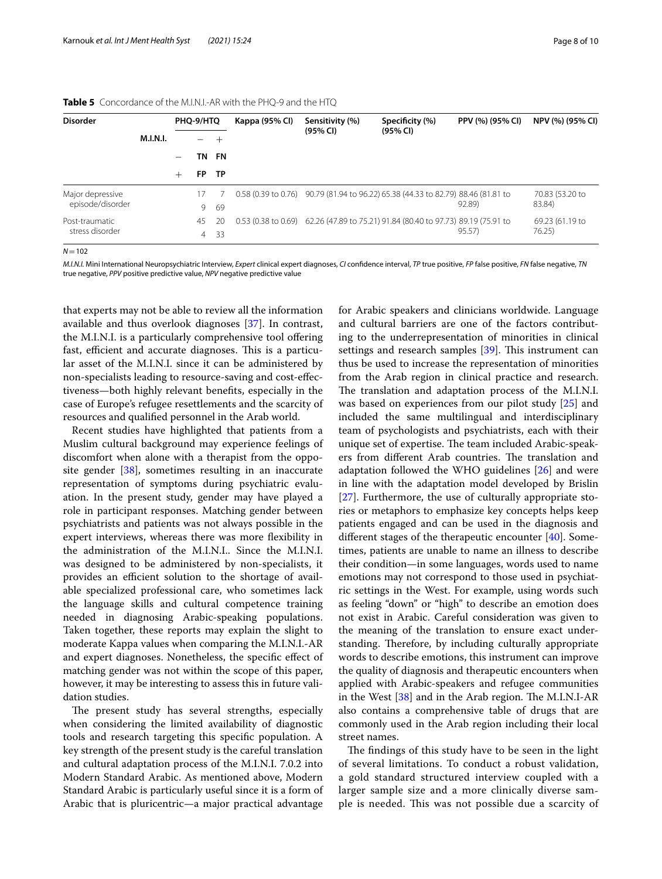**Table 5** Concordance of the M.I.N.I.-AR with the PHQ-9 and the HTQ

| Disorder | M.I.N.I. | PHQ-9/HTQ − | PHQ-9/HTQ + | Kappa (95% CI) | Sensitivity (%) (95% CI) | Specificity (%) (95% CI) | PPV (%) (95% CI) | NPV (%) (95% CI) |
|---|---|---|---|---|---|---|---|---|
| | − | TN | FN | | | | | |
| | + | FP | TP | | | | | |
| Major depressive episode/disorder | | 17 | 7 | 0.58 (0.39 to 0.76) | 90.79 (81.94 to 96.22) | 65.38 (44.33 to 82.79) | 88.46 (81.81 to 92.89) | 70.83 (53.20 to 83.84) |
| | | 9 | 69 | | | | | |
| Post-traumatic stress disorder | | 45 | 20 | 0.53 (0.38 to 0.69) | 62.26 (47.89 to 75.21) | 91.84 (80.40 to 97.73) | 89.19 (75.91 to 95.57) | 69.23 (61.19 to 76.25) |
| | | 4 | 33 | | | | | |

$N = 102$

*M.I.N.I.* Mini International Neuropsychiatric Interview, *Expert* clinical expert diagnoses, *CI* confidence interval, *TP* true positive, *FP* false positive, *FN* false negative, *TN* true negative, *PPV* positive predictive value, *NPV* negative predictive value

that experts may not be able to review all the information available and thus overlook diagnoses [37]. In contrast, the M.I.N.I. is a particularly comprehensive tool offering fast, efficient and accurate diagnoses. This is a particular asset of the M.I.N.I. since it can be administered by non-specialists leading to resource-saving and cost-effectiveness—both highly relevant benefits, especially in the case of Europe's refugee resettlements and the scarcity of resources and qualified personnel in the Arab world.

Recent studies have highlighted that patients from a Muslim cultural background may experience feelings of discomfort when alone with a therapist from the opposite gender [38], sometimes resulting in an inaccurate representation of symptoms during psychiatric evaluation. In the present study, gender may have played a role in participant responses. Matching gender between psychiatrists and patients was not always possible in the expert interviews, whereas there was more flexibility in the administration of the M.I.N.I.. Since the M.I.N.I. was designed to be administered by non-specialists, it provides an efficient solution to the shortage of available specialized professional care, who sometimes lack the language skills and cultural competence training needed in diagnosing Arabic-speaking populations. Taken together, these reports may explain the slight to moderate Kappa values when comparing the M.I.N.I.-AR and expert diagnoses. Nonetheless, the specific effect of matching gender was not within the scope of this paper, however, it may be interesting to assess this in future validation studies.

The present study has several strengths, especially when considering the limited availability of diagnostic tools and research targeting this specific population. A key strength of the present study is the careful translation and cultural adaptation process of the M.I.N.I. 7.0.2 into Modern Standard Arabic. As mentioned above, Modern Standard Arabic is particularly useful since it is a form of Arabic that is pluricentric—a major practical advantage for Arabic speakers and clinicians worldwide. Language and cultural barriers are one of the factors contributing to the underrepresentation of minorities in clinical settings and research samples [39]. This instrument can thus be used to increase the representation of minorities from the Arab region in clinical practice and research. The translation and adaptation process of the M.I.N.I. was based on experiences from our pilot study [25] and included the same multilingual and interdisciplinary team of psychologists and psychiatrists, each with their unique set of expertise. The team included Arabic-speakers from different Arab countries. The translation and adaptation followed the WHO guidelines [26] and were in line with the adaptation model developed by Brislin [27]. Furthermore, the use of culturally appropriate stories or metaphors to emphasize key concepts helps keep patients engaged and can be used in the diagnosis and different stages of the therapeutic encounter [40]. Sometimes, patients are unable to name an illness to describe their condition—in some languages, words used to name emotions may not correspond to those used in psychiatric settings in the West. For example, using words such as feeling "down" or "high" to describe an emotion does not exist in Arabic. Careful consideration was given to the meaning of the translation to ensure exact understanding. Therefore, by including culturally appropriate words to describe emotions, this instrument can improve the quality of diagnosis and therapeutic encounters when applied with Arabic-speakers and refugee communities in the West [38] and in the Arab region. The M.I.N.I-AR also contains a comprehensive table of drugs that are commonly used in the Arab region including their local street names.

The findings of this study have to be seen in the light of several limitations. To conduct a robust validation, a gold standard structured interview coupled with a larger sample size and a more clinically diverse sample is needed. This was not possible due a scarcity of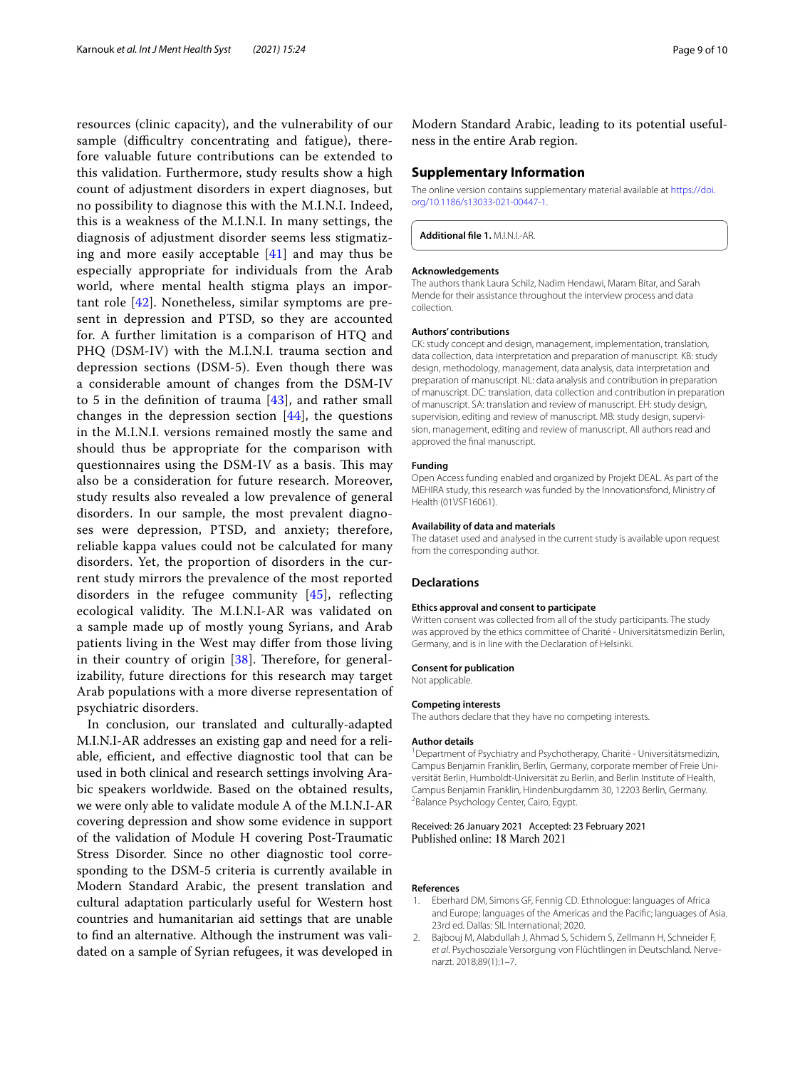resources (clinic capacity), and the vulnerability of our sample (difficultry concentrating and fatigue), therefore valuable future contributions can be extended to this validation. Furthermore, study results show a high count of adjustment disorders in expert diagnoses, but no possibility to diagnose this with the M.I.N.I. Indeed, this is a weakness of the M.I.N.I. In many settings, the diagnosis of adjustment disorder seems less stigmatizing and more easily acceptable [41] and may thus be especially appropriate for individuals from the Arab world, where mental health stigma plays an important role [42]. Nonetheless, similar symptoms are present in depression and PTSD, so they are accounted for. A further limitation is a comparison of HTQ and PHQ (DSM-IV) with the M.I.N.I. trauma section and depression sections (DSM-5). Even though there was a considerable amount of changes from the DSM-IV to 5 in the definition of trauma [43], and rather small changes in the depression section [44], the questions in the M.I.N.I. versions remained mostly the same and should thus be appropriate for the comparison with questionnaires using the DSM-IV as a basis. This may also be a consideration for future research. Moreover, study results also revealed a low prevalence of general disorders. In our sample, the most prevalent diagnoses were depression, PTSD, and anxiety; therefore, reliable kappa values could not be calculated for many disorders. Yet, the proportion of disorders in the current study mirrors the prevalence of the most reported disorders in the refugee community [45], reflecting ecological validity. The M.I.N.I-AR was validated on a sample made up of mostly young Syrians, and Arab patients living in the West may differ from those living in their country of origin [38]. Therefore, for generalizability, future directions for this research may target Arab populations with a more diverse representation of psychiatric disorders.

In conclusion, our translated and culturally-adapted M.I.N.I-AR addresses an existing gap and need for a reliable, efficient, and effective diagnostic tool that can be used in both clinical and research settings involving Arabic speakers worldwide. Based on the obtained results, we were only able to validate module A of the M.I.N.I-AR covering depression and show some evidence in support of the validation of Module H covering Post-Traumatic Stress Disorder. Since no other diagnostic tool corresponding to the DSM-5 criteria is currently available in Modern Standard Arabic, the present translation and cultural adaptation particularly useful for Western host countries and humanitarian aid settings that are unable to find an alternative. Although the instrument was validated on a sample of Syrian refugees, it was developed in Modern Standard Arabic, leading to its potential usefulness in the entire Arab region.

## Supplementary Information

The online version contains supplementary material available at https://doi.org/10.1186/s13033-021-00447-1.

**Additional file 1.** M.I.N.I.-AR.

#### Acknowledgements

The authors thank Laura Schilz, Nadim Hendawi, Maram Bitar, and Sarah Mende for their assistance throughout the interview process and data collection.

#### Authors' contributions

CK: study concept and design, management, implementation, translation, data collection, data interpretation and preparation of manuscript. KB: study design, methodology, management, data analysis, data interpretation and preparation of manuscript. NL: data analysis and contribution in preparation of manuscript. DC: translation, data collection and contribution in preparation of manuscript. SA: translation and review of manuscript. EH: study design, supervision, editing and review of manuscript. MB: study design, supervision, management, editing and review of manuscript. All authors read and approved the final manuscript.

#### Funding

Open Access funding enabled and organized by Projekt DEAL. As part of the MEHIRA study, this research was funded by the Innovationsfond, Ministry of Health (01VSF16061).

#### Availability of data and materials

The dataset used and analysed in the current study is available upon request from the corresponding author.

### Declarations

#### Ethics approval and consent to participate

Written consent was collected from all of the study participants. The study was approved by the ethics committee of Charité - Universitätsmedizin Berlin, Germany, and is in line with the Declaration of Helsinki.

#### Consent for publication

Not applicable.

#### Competing interests

The authors declare that they have no competing interests.

#### Author details

[1]Department of Psychiatry and Psychotherapy, Charité - Universitätsmedizin, Campus Benjamin Franklin, Berlin, Germany, corporate member of Freie Universität Berlin, Humboldt-Universität zu Berlin, and Berlin Institute of Health, Campus Benjamin Franklin, Hindenburgdamm 30, 12203 Berlin, Germany. [2]Balance Psychology Center, Cairo, Egypt.

Received: 26 January 2021 Accepted: 23 February 2021
Published online: 18 March 2021

#### References

1. Eberhard DM, Simons GF, Fennig CD. Ethnologue: languages of Africa and Europe; languages of the Americas and the Pacific; languages of Asia. 23rd ed. Dallas: SIL International; 2020.
2. Bajbouj M, Alabdullah J, Ahmad S, Schidem S, Zellmann H, Schneider F, *et al.* Psychosoziale Versorgung von Flüchtlingen in Deutschland. Nervenarzt. 2018;89(1):1–7.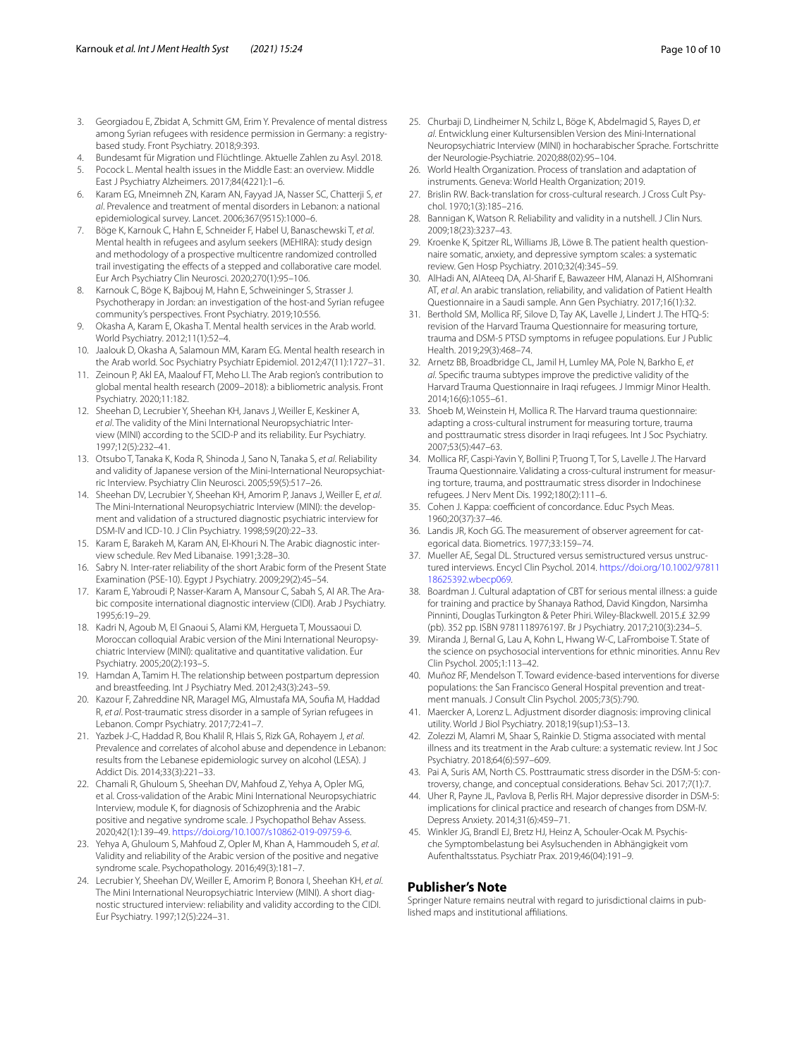3. Georgiadou E, Zbidat A, Schmitt GM, Erim Y. Prevalence of mental distress among Syrian refugees with residence permission in Germany: a registry-based study. Front Psychiatry. 2018;9:393.
4. Bundesamt für Migration und Flüchtlinge. Aktuelle Zahlen zu Asyl. 2018.
5. Pocock L. Mental health issues in the Middle East: an overview. Middle East J Psychiatry Alzheimers. 2017;84(4221):1–6.
6. Karam EG, Mneimneh ZN, Karam AN, Fayyad JA, Nasser SC, Chatterji S, *et al*. Prevalence and treatment of mental disorders in Lebanon: a national epidemiological survey. Lancet. 2006;367(9515):1000–6.
7. Böge K, Karnouk C, Hahn E, Schneider F, Habel U, Banaschewski T, *et al*. Mental health in refugees and asylum seekers (MEHIRA): study design and methodology of a prospective multicentre randomized controlled trail investigating the effects of a stepped and collaborative care model. Eur Arch Psychiatry Clin Neurosci. 2020;270(1):95–106.
8. Karnouk C, Böge K, Bajbouj M, Hahn E, Schweininger S, Strasser J. Psychotherapy in Jordan: an investigation of the host-and Syrian refugee community's perspectives. Front Psychiatry. 2019;10:556.
9. Okasha A, Karam E, Okasha T. Mental health services in the Arab world. World Psychiatry. 2012;11(1):52–4.
10. Jaalouk D, Okasha A, Salamoun MM, Karam EG. Mental health research in the Arab world. Soc Psychiatry Psychiatr Epidemiol. 2012;47(11):1727–31.
11. Zeinoun P, Akl EA, Maalouf FT, Meho LI. The Arab region's contribution to global mental health research (2009–2018): a bibliometric analysis. Front Psychiatry. 2020;11:182.
12. Sheehan D, Lecrubier Y, Sheehan KH, Janavs J, Weiller E, Keskiner A, *et al*. The validity of the Mini International Neuropsychiatric Interview (MINI) according to the SCID-P and its reliability. Eur Psychiatry. 1997;12(5):232–41.
13. Otsubo T, Tanaka K, Koda R, Shinoda J, Sano N, Tanaka S, *et al*. Reliability and validity of Japanese version of the Mini-International Neuropsychiatric Interview. Psychiatry Clin Neurosci. 2005;59(5):517–26.
14. Sheehan DV, Lecrubier Y, Sheehan KH, Amorim P, Janavs J, Weiller E, *et al*. The Mini-International Neuropsychiatric Interview (MINI): the development and validation of a structured diagnostic psychiatric interview for DSM-IV and ICD-10. J Clin Psychiatry. 1998;59(20):22–33.
15. Karam E, Barakeh M, Karam AN, El-Khouri N. The Arabic diagnostic interview schedule. Rev Med Libanaise. 1991;3:28–30.
16. Sabry N. Inter-rater reliability of the short Arabic form of the Present State Examination (PSE-10). Egypt J Psychiatry. 2009;29(2):45–54.
17. Karam E, Yabroudi P, Nasser-Karam A, Mansour C, Sabah S, Al AR. The Arabic composite international diagnostic interview (CIDI). Arab J Psychiatry. 1995;6:19–29.
18. Kadri N, Agoub M, El Gnaoui S, Alami KM, Hergueta T, Moussaoui D. Moroccan colloquial Arabic version of the Mini International Neuropsychiatric Interview (MINI): qualitative and quantitative validation. Eur Psychiatry. 2005;20(2):193–5.
19. Hamdan A, Tamim H. The relationship between postpartum depression and breastfeeding. Int J Psychiatry Med. 2012;43(3):243–59.
20. Kazour F, Zahreddine NR, Maragel MG, Almustafa MA, Soufia M, Haddad R, *et al*. Post-traumatic stress disorder in a sample of Syrian refugees in Lebanon. Compr Psychiatry. 2017;72:41–7.
21. Yazbek J-C, Haddad R, Bou Khalil R, Hlais S, Rizk GA, Rohayem J, *et al*. Prevalence and correlates of alcohol abuse and dependence in Lebanon: results from the Lebanese epidemiologic survey on alcohol (LESA). J Addict Dis. 2014;33(3):221–33.
22. Chamali R, Ghuloum S, Sheehan DV, Mahfoud Z, Yehya A, Opler MG, et al. Cross-validation of the Arabic Mini International Neuropsychiatric Interview, module K, for diagnosis of Schizophrenia and the Arabic positive and negative syndrome scale. J Psychopathol Behav Assess. 2020;42(1):139–49. https://doi.org/10.1007/s10862-019-09759-6.
23. Yehya A, Ghuloum S, Mahfoud Z, Opler M, Khan A, Hammoudeh S, *et al*. Validity and reliability of the Arabic version of the positive and negative syndrome scale. Psychopathology. 2016;49(3):181–7.
24. Lecrubier Y, Sheehan DV, Weiller E, Amorim P, Bonora I, Sheehan KH, *et al*. The Mini International Neuropsychiatric Interview (MINI). A short diagnostic structured interview: reliability and validity according to the CIDI. Eur Psychiatry. 1997;12(5):224–31.
25. Churbaji D, Lindheimer N, Schilz L, Böge K, Abdelmagid S, Rayes D, *et al*. Entwicklung einer Kultursensiblen Version des Mini-International Neuropsychiatric Interview (MINI) in hocharabischer Sprache. Fortschritte der Neurologie·Psychiatrie. 2020;88(02):95–104.
26. World Health Organization. Process of translation and adaptation of instruments. Geneva: World Health Organization; 2019.
27. Brislin RW. Back-translation for cross-cultural research. J Cross Cult Psychol. 1970;1(3):185–216.
28. Bannigan K, Watson R. Reliability and validity in a nutshell. J Clin Nurs. 2009;18(23):3237–43.
29. Kroenke K, Spitzer RL, Williams JB, Löwe B. The patient health questionnaire somatic, anxiety, and depressive symptom scales: a systematic review. Gen Hosp Psychiatry. 2010;32(4):345–59.
30. AlHadi AN, AlAteeq DA, Al-Sharif E, Bawazeer HM, Alanazi H, AlShomrani AT, *et al*. An arabic translation, reliability, and validation of Patient Health Questionnaire in a Saudi sample. Ann Gen Psychiatry. 2017;16(1):32.
31. Berthold SM, Mollica RF, Silove D, Tay AK, Lavelle J, Lindert J. The HTQ-5: revision of the Harvard Trauma Questionnaire for measuring torture, trauma and DSM-5 PTSD symptoms in refugee populations. Eur J Public Health. 2019;29(3):468–74.
32. Arnetz BB, Broadbridge CL, Jamil H, Lumley MA, Pole N, Barkho E, *et al*. Specific trauma subtypes improve the predictive validity of the Harvard Trauma Questionnaire in Iraqi refugees. J Immigr Minor Health. 2014;16(6):1055–61.
33. Shoeb M, Weinstein H, Mollica R. The Harvard trauma questionnaire: adapting a cross-cultural instrument for measuring torture, trauma and posttraumatic stress disorder in Iraqi refugees. Int J Soc Psychiatry. 2007;53(5):447–63.
34. Mollica RF, Caspi-Yavin Y, Bollini P, Truong T, Tor S, Lavelle J. The Harvard Trauma Questionnaire. Validating a cross-cultural instrument for measuring torture, trauma, and posttraumatic stress disorder in Indochinese refugees. J Nerv Ment Dis. 1992;180(2):111–6.
35. Cohen J. Kappa: coefficient of concordance. Educ Psych Meas. 1960;20(37):37–46.
36. Landis JR, Koch GG. The measurement of observer agreement for categorical data. Biometrics. 1977;33:159–74.
37. Mueller AE, Segal DL. Structured versus semistructured versus unstructured interviews. Encycl Clin Psychol. 2014. https://doi.org/10.1002/9781118625392.wbecp069.
38. Boardman J. Cultural adaptation of CBT for serious mental illness: a guide for training and practice by Shanaya Rathod, David Kingdon, Narsimha Pinninti, Douglas Turkington & Peter Phiri. Wiley-Blackwell. 2015.£ 32.99 (pb). 352 pp. ISBN 9781118976197. Br J Psychiatry. 2017;210(3):234–5.
39. Miranda J, Bernal G, Lau A, Kohn L, Hwang W-C, LaFromboise T. State of the science on psychosocial interventions for ethnic minorities. Annu Rev Clin Psychol. 2005;1:113–42.
40. Muñoz RF, Mendelson T. Toward evidence-based interventions for diverse populations: the San Francisco General Hospital prevention and treatment manuals. J Consult Clin Psychol. 2005;73(5):790.
41. Maercker A, Lorenz L. Adjustment disorder diagnosis: improving clinical utility. World J Biol Psychiatry. 2018;19(sup1):S3–13.
42. Zolezzi M, Alamri M, Shaar S, Rainkie D. Stigma associated with mental illness and its treatment in the Arab culture: a systematic review. Int J Soc Psychiatry. 2018;64(6):597–609.
43. Pai A, Suris AM, North CS. Posttraumatic stress disorder in the DSM-5: controversy, change, and conceptual considerations. Behav Sci. 2017;7(1):7.
44. Uher R, Payne JL, Pavlova B, Perlis RH. Major depressive disorder in DSM-5: implications for clinical practice and research of changes from DSM-IV. Depress Anxiety. 2014;31(6):459–71.
45. Winkler JG, Brandl EJ, Bretz HJ, Heinz A, Schouler-Ocak M. Psychische Symptombelastung bei Asylsuchenden in Abhängigkeit vom Aufenthaltsstatus. Psychiatr Prax. 2019;46(04):191–9.

## Publisher's Note

Springer Nature remains neutral with regard to jurisdictional claims in published maps and institutional affiliations.